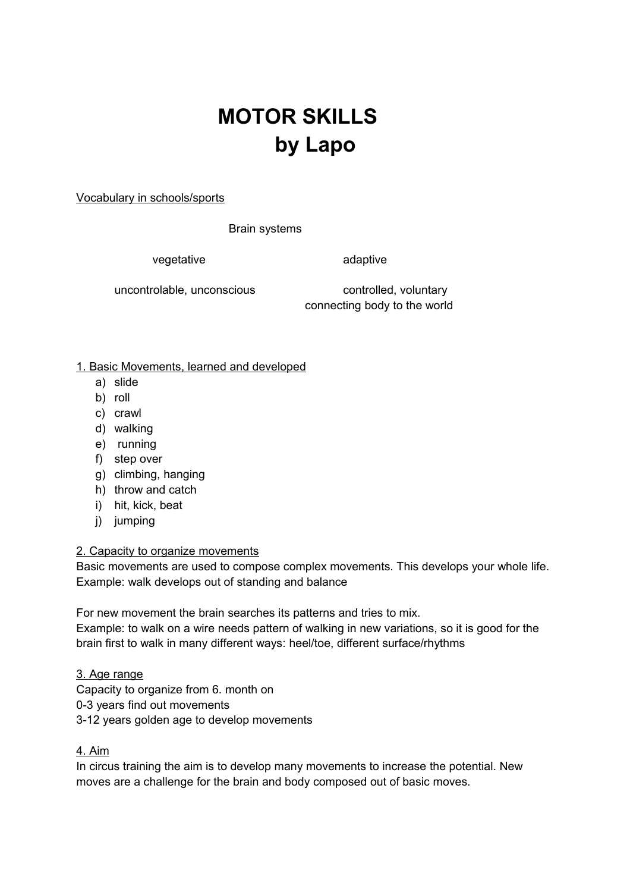# MOTOR SKILLS
# by Lapo

Vocabulary in schools/sports

Brain systems

| vegetative | adaptive |
| --- | --- |
| uncontrolable, unconscious | controlled, voluntary<br>connecting body to the world |

1. Basic Movements, learned and developed

a) slide
b) roll
c) crawl
d) walking
e) running
f) step over
g) climbing, hanging
h) throw and catch
i) hit, kick, beat
j) jumping

2. Capacity to organize movements

Basic movements are used to compose complex movements. This develops your whole life.
Example: walk develops out of standing and balance

For new movement the brain searches its patterns and tries to mix.
Example: to walk on a wire needs pattern of walking in new variations, so it is good for the brain first to walk in many different ways: heel/toe, different surface/rhythms

3. Age range

Capacity to organize from 6. month on
0-3 years find out movements
3-12 years golden age to develop movements

4. Aim

In circus training the aim is to develop many movements to increase the potential. New moves are a challenge for the brain and body composed out of basic moves.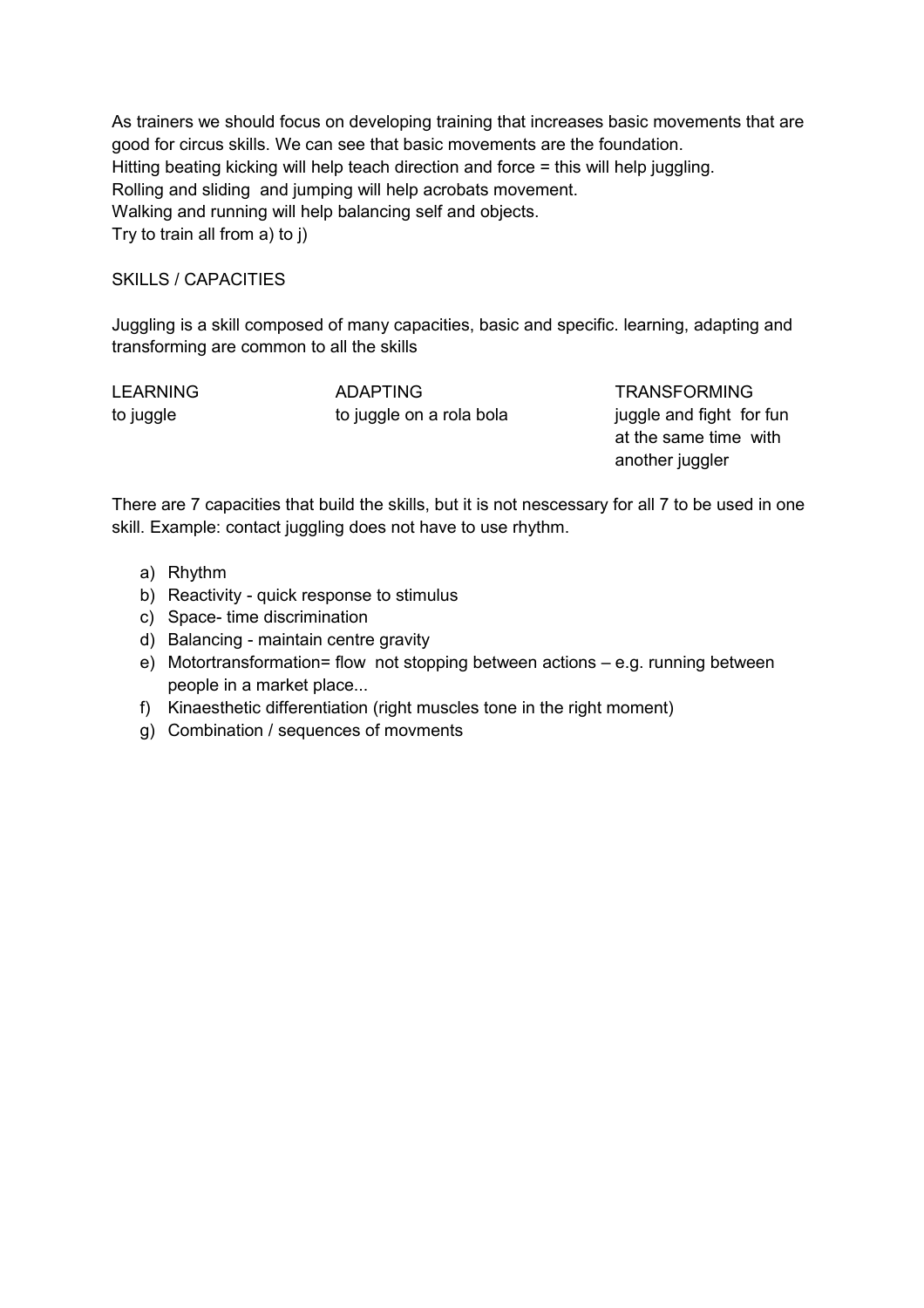As trainers we should focus on developing training that increases basic movements that are good for circus skills. We can see that basic movements are the foundation.
Hitting beating kicking will help teach direction and force = this will help juggling.
Rolling and sliding  and jumping will help acrobats movement.
Walking and running will help balancing self and objects.
Try to train all from a) to j)

SKILLS / CAPACITIES

Juggling is a skill composed of many capacities, basic and specific. learning, adapting and transforming are common to all the skills

| LEARNING | ADAPTING | TRANSFORMING |
|---|---|---|
| to juggle | to juggle on a rola bola | juggle and fight  for fun at the same time  with another juggler |

There are 7 capacities that build the skills, but it is not nescessary for all 7 to be used in one skill. Example: contact juggling does not have to use rhythm.

a) Rhythm
b) Reactivity - quick response to stimulus
c) Space- time discrimination
d) Balancing - maintain centre gravity
e) Motortransformation= flow  not stopping between actions – e.g. running between people in a market place...
f) Kinaesthetic differentiation (right muscles tone in the right moment)
g) Combination / sequences of movments